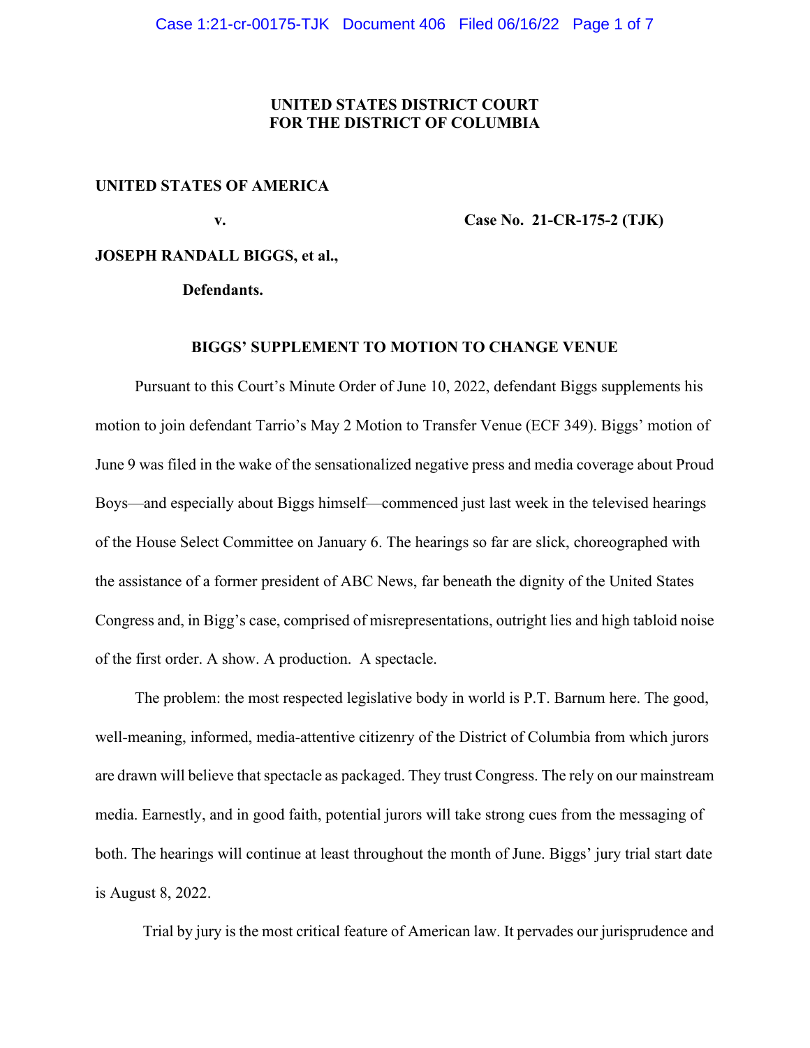**UNITED STATES DISTRICT COURT**
**FOR THE DISTRICT OF COLUMBIA**

**UNITED STATES OF AMERICA**

**v.** **Case No. 21-CR-175-2 (TJK)**

**JOSEPH RANDALL BIGGS, et al.,**

**Defendants.**

**BIGGS' SUPPLEMENT TO MOTION TO CHANGE VENUE**

Pursuant to this Court's Minute Order of June 10, 2022, defendant Biggs supplements his motion to join defendant Tarrio's May 2 Motion to Transfer Venue (ECF 349). Biggs' motion of June 9 was filed in the wake of the sensationalized negative press and media coverage about Proud Boys—and especially about Biggs himself—commenced just last week in the televised hearings of the House Select Committee on January 6. The hearings so far are slick, choreographed with the assistance of a former president of ABC News, far beneath the dignity of the United States Congress and, in Bigg's case, comprised of misrepresentations, outright lies and high tabloid noise of the first order. A show. A production. A spectacle.

The problem: the most respected legislative body in world is P.T. Barnum here. The good, well-meaning, informed, media-attentive citizenry of the District of Columbia from which jurors are drawn will believe that spectacle as packaged. They trust Congress. The rely on our mainstream media. Earnestly, and in good faith, potential jurors will take strong cues from the messaging of both. The hearings will continue at least throughout the month of June. Biggs' jury trial start date is August 8, 2022.

Trial by jury is the most critical feature of American law. It pervades our jurisprudence and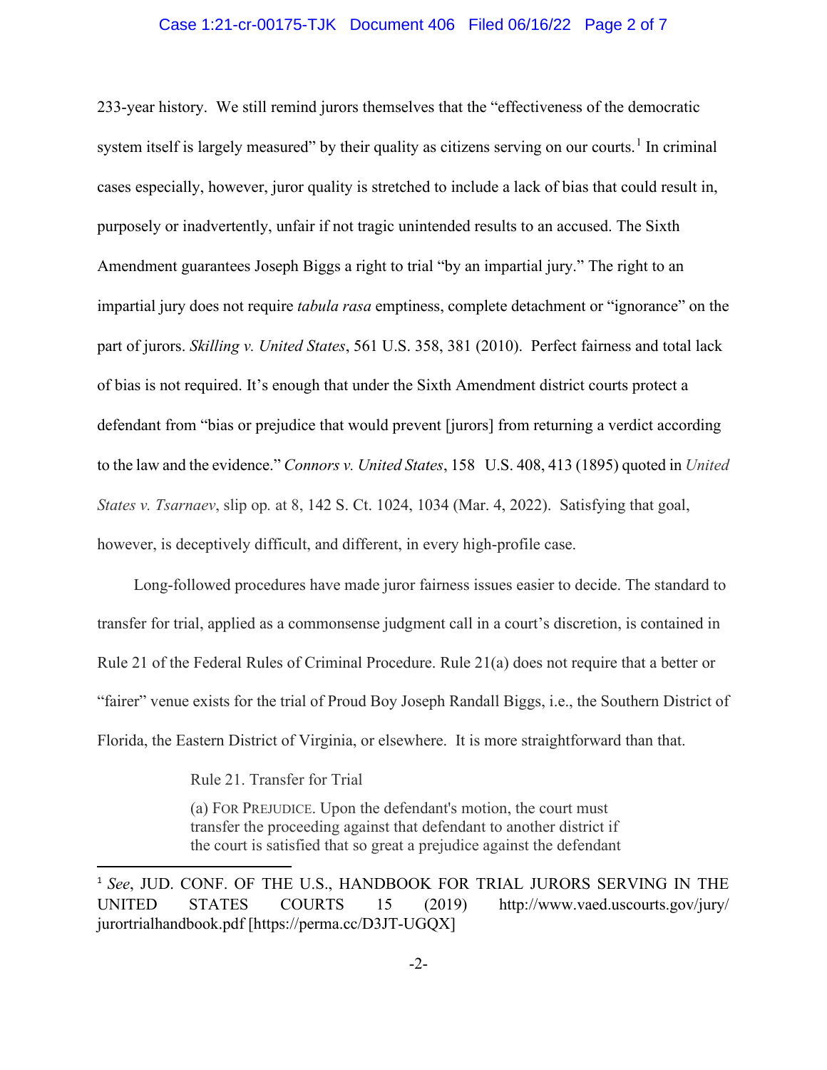233-year history. We still remind jurors themselves that the "effectiveness of the democratic system itself is largely measured" by their quality as citizens serving on our courts.[1] In criminal cases especially, however, juror quality is stretched to include a lack of bias that could result in, purposely or inadvertently, unfair if not tragic unintended results to an accused. The Sixth Amendment guarantees Joseph Biggs a right to trial "by an impartial jury." The right to an impartial jury does not require *tabula rasa* emptiness, complete detachment or "ignorance" on the part of jurors. *Skilling v. United States*, 561 U.S. 358, 381 (2010). Perfect fairness and total lack of bias is not required. It's enough that under the Sixth Amendment district courts protect a defendant from "bias or prejudice that would prevent [jurors] from returning a verdict according to the law and the evidence." *Connors v. United States*, 158 U.S. 408, 413 (1895) quoted in *United States v. Tsarnaev*, slip op. at 8, 142 S. Ct. 1024, 1034 (Mar. 4, 2022). Satisfying that goal, however, is deceptively difficult, and different, in every high-profile case.

Long-followed procedures have made juror fairness issues easier to decide. The standard to transfer for trial, applied as a commonsense judgment call in a court's discretion, is contained in Rule 21 of the Federal Rules of Criminal Procedure. Rule 21(a) does not require that a better or "fairer" venue exists for the trial of Proud Boy Joseph Randall Biggs, i.e., the Southern District of Florida, the Eastern District of Virginia, or elsewhere. It is more straightforward than that.

> Rule 21. Transfer for Trial
>
> (a) FOR PREJUDICE. Upon the defendant's motion, the court must transfer the proceeding against that defendant to another district if the court is satisfied that so great a prejudice against the defendant

[1] *See*, JUD. CONF. OF THE U.S., HANDBOOK FOR TRIAL JURORS SERVING IN THE UNITED STATES COURTS 15 (2019) http://www.vaed.uscourts.gov/jury/jurortrialhandbook.pdf [https://perma.cc/D3JT-UGQX]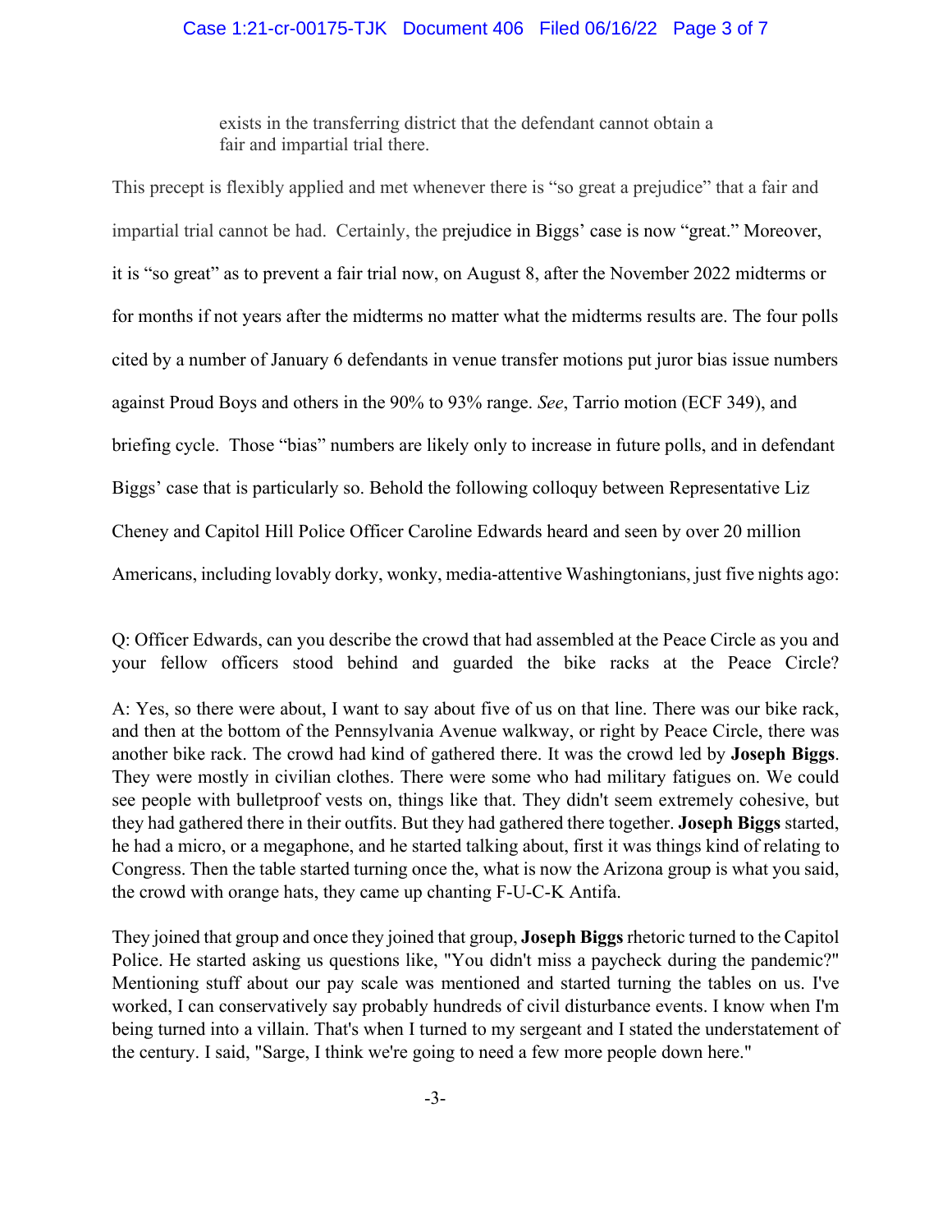exists in the transferring district that the defendant cannot obtain a fair and impartial trial there.

This precept is flexibly applied and met whenever there is "so great a prejudice" that a fair and impartial trial cannot be had. Certainly, the prejudice in Biggs' case is now "great." Moreover, it is "so great" as to prevent a fair trial now, on August 8, after the November 2022 midterms or for months if not years after the midterms no matter what the midterms results are. The four polls cited by a number of January 6 defendants in venue transfer motions put juror bias issue numbers against Proud Boys and others in the 90% to 93% range. *See*, Tarrio motion (ECF 349), and briefing cycle. Those "bias" numbers are likely only to increase in future polls, and in defendant Biggs' case that is particularly so. Behold the following colloquy between Representative Liz Cheney and Capitol Hill Police Officer Caroline Edwards heard and seen by over 20 million Americans, including lovably dorky, wonky, media-attentive Washingtonians, just five nights ago:

Q: Officer Edwards, can you describe the crowd that had assembled at the Peace Circle as you and your fellow officers stood behind and guarded the bike racks at the Peace Circle?

A: Yes, so there were about, I want to say about five of us on that line. There was our bike rack, and then at the bottom of the Pennsylvania Avenue walkway, or right by Peace Circle, there was another bike rack. The crowd had kind of gathered there. It was the crowd led by **Joseph Biggs**. They were mostly in civilian clothes. There were some who had military fatigues on. We could see people with bulletproof vests on, things like that. They didn't seem extremely cohesive, but they had gathered there in their outfits. But they had gathered there together. **Joseph Biggs** started, he had a micro, or a megaphone, and he started talking about, first it was things kind of relating to Congress. Then the table started turning once the, what is now the Arizona group is what you said, the crowd with orange hats, they came up chanting F-U-C-K Antifa.

They joined that group and once they joined that group, **Joseph Biggs** rhetoric turned to the Capitol Police. He started asking us questions like, "You didn't miss a paycheck during the pandemic?" Mentioning stuff about our pay scale was mentioned and started turning the tables on us. I've worked, I can conservatively say probably hundreds of civil disturbance events. I know when I'm being turned into a villain. That's when I turned to my sergeant and I stated the understatement of the century. I said, "Sarge, I think we're going to need a few more people down here."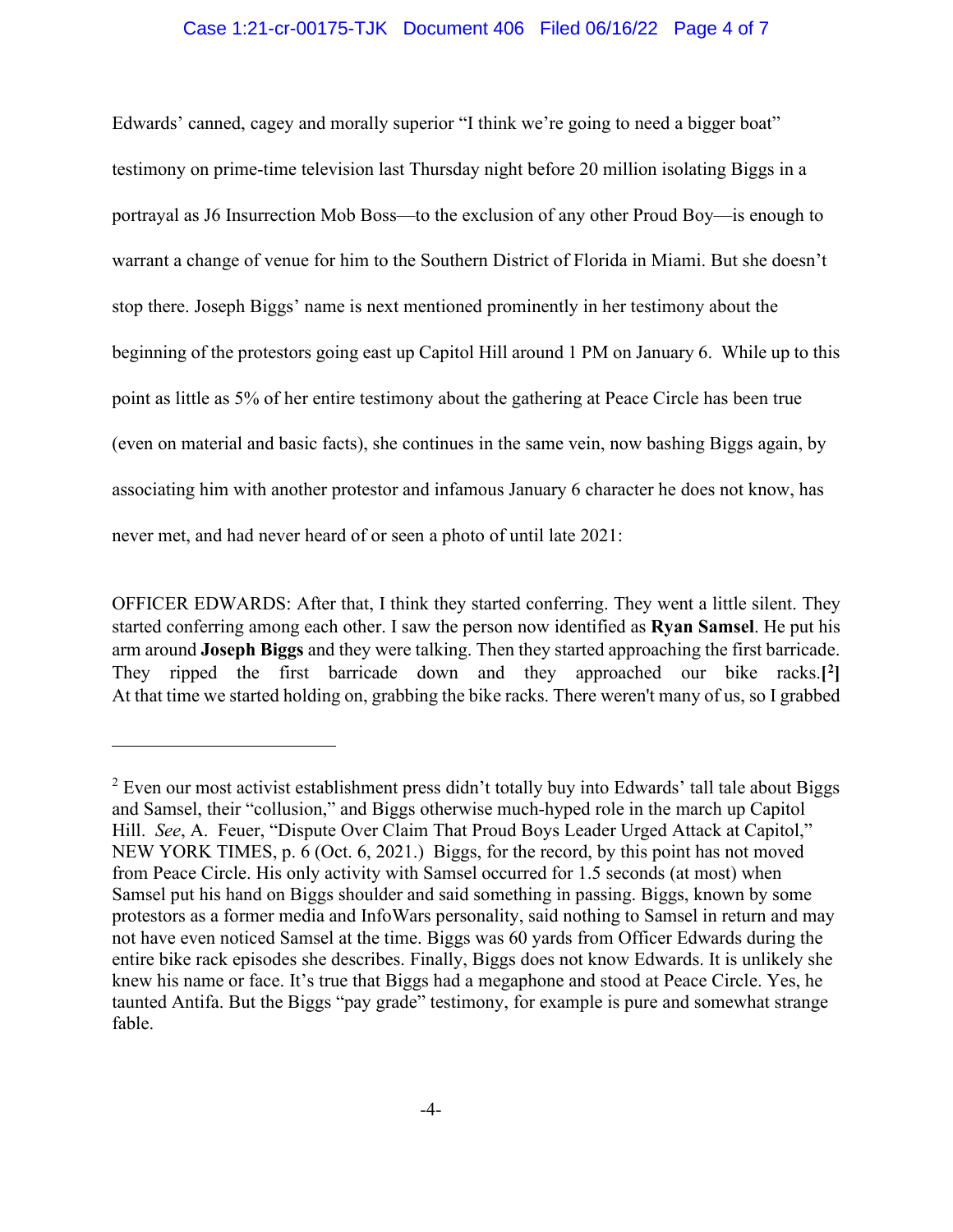Edwards' canned, cagey and morally superior "I think we're going to need a bigger boat" testimony on prime-time television last Thursday night before 20 million isolating Biggs in a portrayal as J6 Insurrection Mob Boss—to the exclusion of any other Proud Boy—is enough to warrant a change of venue for him to the Southern District of Florida in Miami. But she doesn't stop there. Joseph Biggs' name is next mentioned prominently in her testimony about the beginning of the protestors going east up Capitol Hill around 1 PM on January 6. While up to this point as little as 5% of her entire testimony about the gathering at Peace Circle has been true (even on material and basic facts), she continues in the same vein, now bashing Biggs again, by associating him with another protestor and infamous January 6 character he does not know, has never met, and had never heard of or seen a photo of until late 2021:

OFFICER EDWARDS: After that, I think they started conferring. They went a little silent. They started conferring among each other. I saw the person now identified as **Ryan Samsel**. He put his arm around **Joseph Biggs** and they were talking. Then they started approaching the first barricade. They ripped the first barricade down and they approached our bike racks.**[2]** At that time we started holding on, grabbing the bike racks. There weren't many of us, so I grabbed

---

[2] Even our most activist establishment press didn't totally buy into Edwards' tall tale about Biggs and Samsel, their "collusion," and Biggs otherwise much-hyped role in the march up Capitol Hill. *See*, A. Feuer, "Dispute Over Claim That Proud Boys Leader Urged Attack at Capitol," NEW YORK TIMES, p. 6 (Oct. 6, 2021.) Biggs, for the record, by this point has not moved from Peace Circle. His only activity with Samsel occurred for 1.5 seconds (at most) when Samsel put his hand on Biggs shoulder and said something in passing. Biggs, known by some protestors as a former media and InfoWars personality, said nothing to Samsel in return and may not have even noticed Samsel at the time. Biggs was 60 yards from Officer Edwards during the entire bike rack episodes she describes. Finally, Biggs does not know Edwards. It is unlikely she knew his name or face. It's true that Biggs had a megaphone and stood at Peace Circle. Yes, he taunted Antifa. But the Biggs "pay grade" testimony, for example is pure and somewhat strange fable.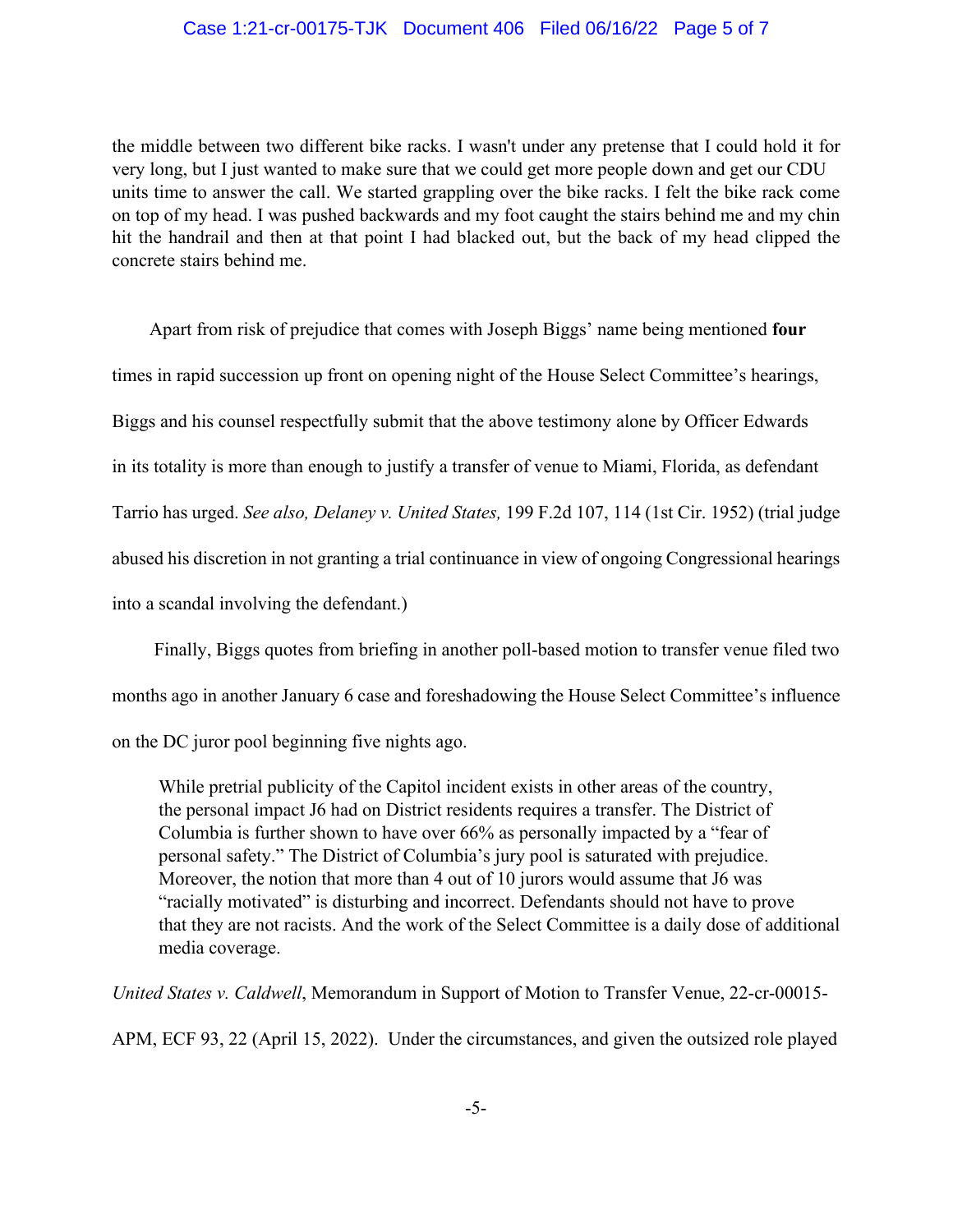the middle between two different bike racks. I wasn't under any pretense that I could hold it for very long, but I just wanted to make sure that we could get more people down and get our CDU units time to answer the call. We started grappling over the bike racks. I felt the bike rack come on top of my head. I was pushed backwards and my foot caught the stairs behind me and my chin hit the handrail and then at that point I had blacked out, but the back of my head clipped the concrete stairs behind me.

Apart from risk of prejudice that comes with Joseph Biggs' name being mentioned **four** times in rapid succession up front on opening night of the House Select Committee's hearings, Biggs and his counsel respectfully submit that the above testimony alone by Officer Edwards in its totality is more than enough to justify a transfer of venue to Miami, Florida, as defendant Tarrio has urged. *See also, Delaney v. United States,* 199 F.2d 107, 114 (1st Cir. 1952) (trial judge abused his discretion in not granting a trial continuance in view of ongoing Congressional hearings into a scandal involving the defendant.)

Finally, Biggs quotes from briefing in another poll-based motion to transfer venue filed two months ago in another January 6 case and foreshadowing the House Select Committee's influence on the DC juror pool beginning five nights ago.

> While pretrial publicity of the Capitol incident exists in other areas of the country, the personal impact J6 had on District residents requires a transfer. The District of Columbia is further shown to have over 66% as personally impacted by a "fear of personal safety." The District of Columbia's jury pool is saturated with prejudice. Moreover, the notion that more than 4 out of 10 jurors would assume that J6 was "racially motivated" is disturbing and incorrect. Defendants should not have to prove that they are not racists. And the work of the Select Committee is a daily dose of additional media coverage.

*United States v. Caldwell*, Memorandum in Support of Motion to Transfer Venue, 22-cr-00015-APM, ECF 93, 22 (April 15, 2022). Under the circumstances, and given the outsized role played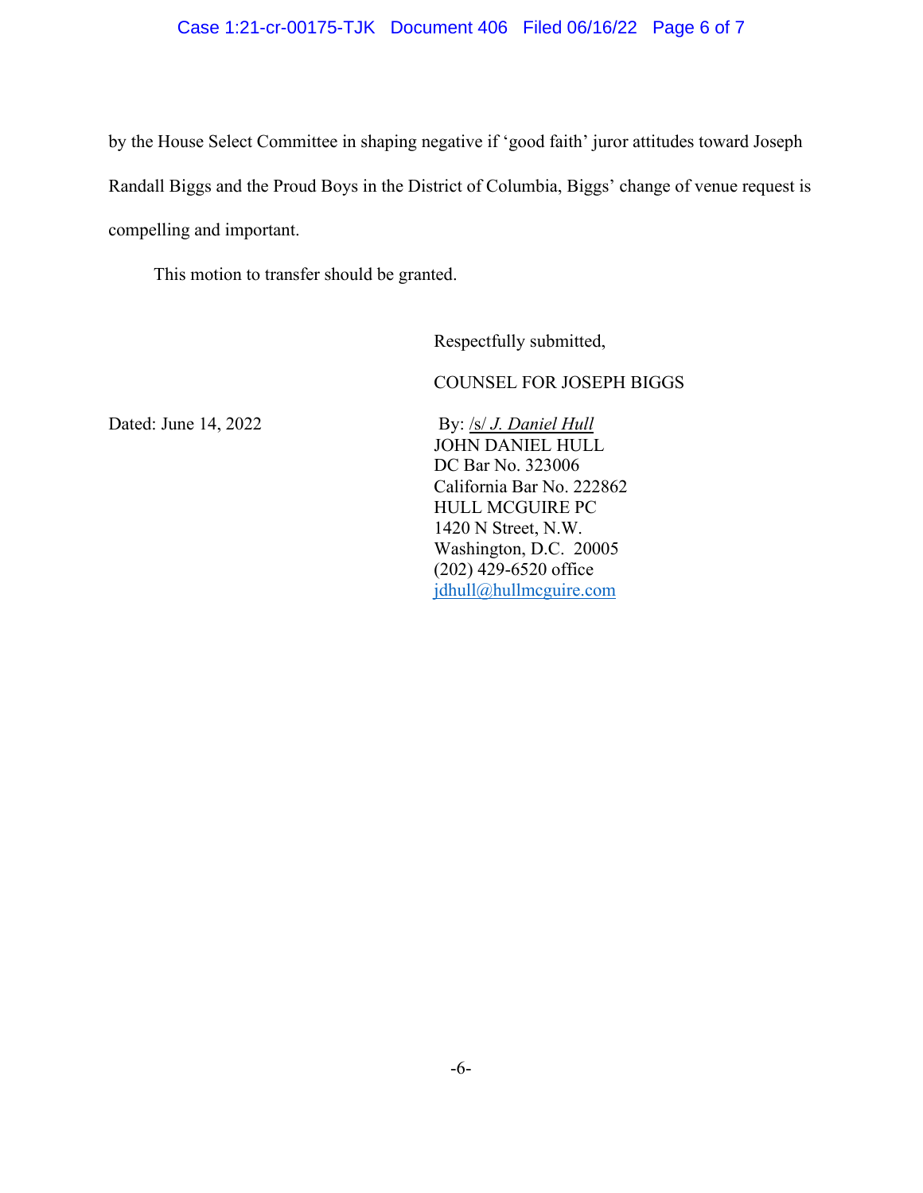by the House Select Committee in shaping negative if 'good faith' juror attitudes toward Joseph Randall Biggs and the Proud Boys in the District of Columbia, Biggs' change of venue request is compelling and important.

This motion to transfer should be granted.

Respectfully submitted,

COUNSEL FOR JOSEPH BIGGS

Dated: June 14, 2022

By: /s/ *J. Daniel Hull*
JOHN DANIEL HULL
DC Bar No. 323006
California Bar No. 222862
HULL MCGUIRE PC
1420 N Street, N.W.
Washington, D.C. 20005
(202) 429-6520 office
jdhull@hullmcguire.com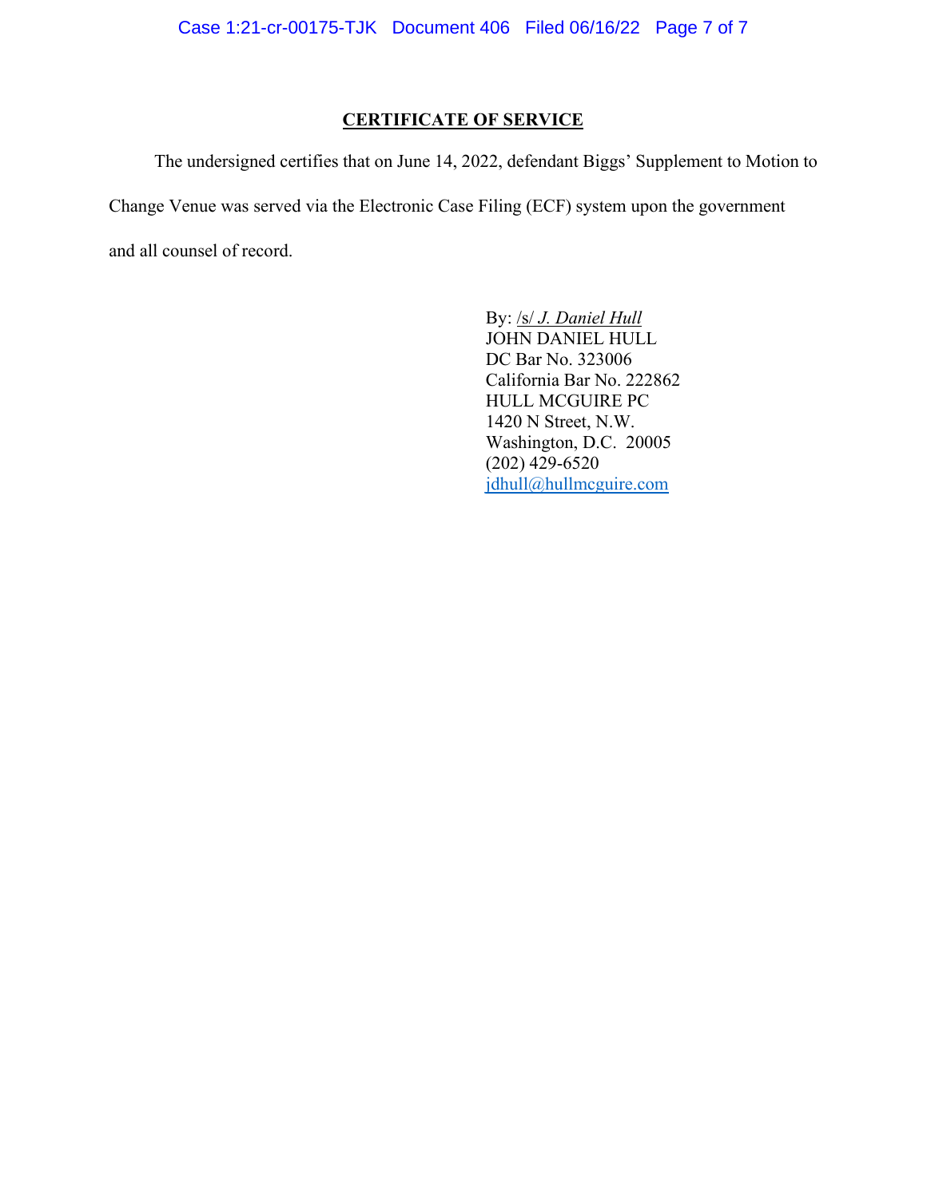## CERTIFICATE OF SERVICE

The undersigned certifies that on June 14, 2022, defendant Biggs' Supplement to Motion to Change Venue was served via the Electronic Case Filing (ECF) system upon the government and all counsel of record.

By: /s/ *J. Daniel Hull*
JOHN DANIEL HULL
DC Bar No. 323006
California Bar No. 222862
HULL MCGUIRE PC
1420 N Street, N.W.
Washington, D.C. 20005
(202) 429-6520
jdhull@hullmcguire.com